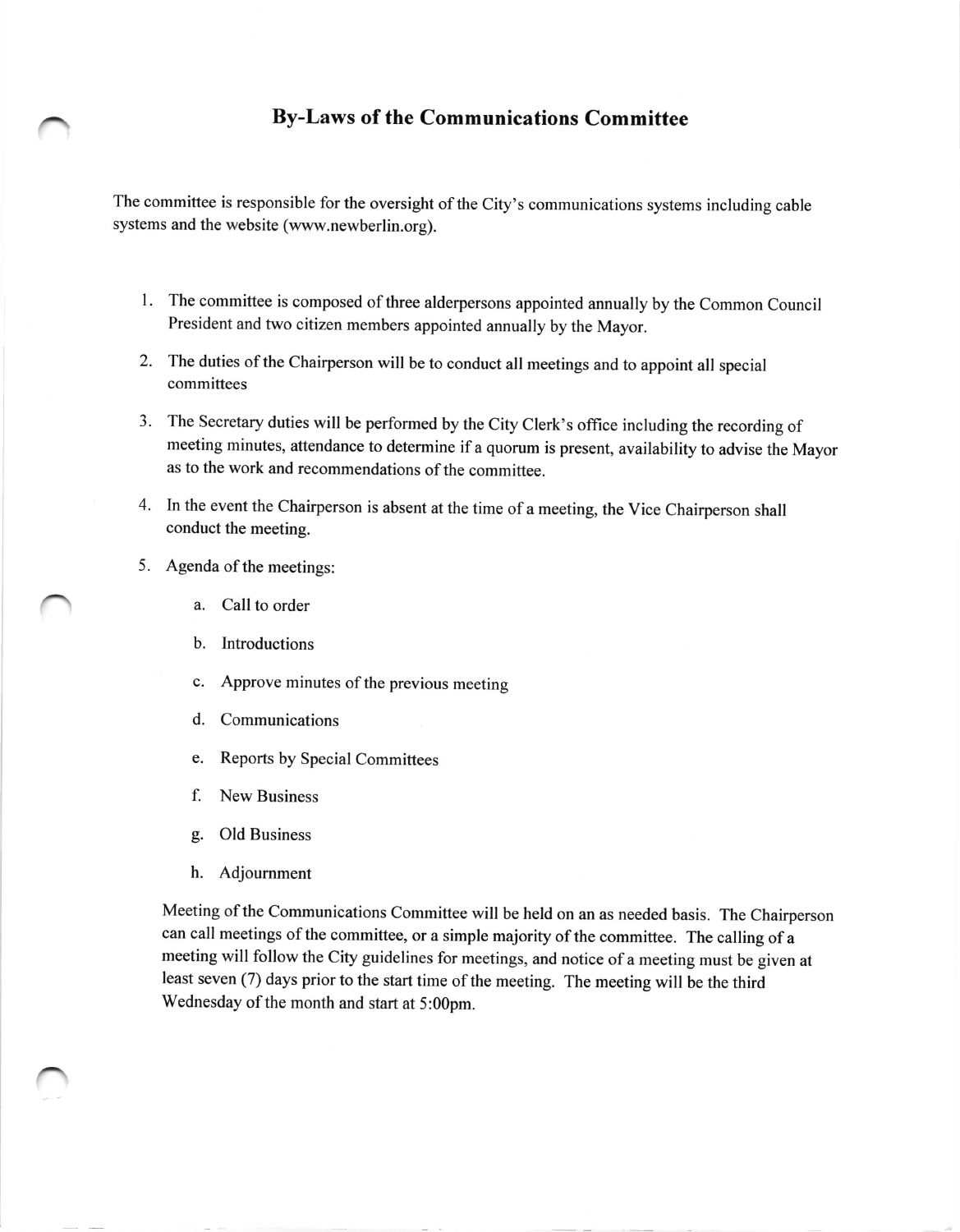# By-Laws of the Communications Committee

The committee is responsible for the oversight of the City's communications systems including cable systems and the website (www.newberlin.org).

1. The committee is composed of three alderpersons appointed annually by the Common Council President and two citizen members appointed annually by the Mayor.
2. The duties of the Chairperson will be to conduct all meetings and to appoint all special committees
3. The Secretary duties will be performed by the City Clerk's office including the recording of meeting minutes, attendance to determine if a quorum is present, availability to advise the Mayor as to the work and recommendations of the committee.
4. In the event the Chairperson is absent at the time of a meeting, the Vice Chairperson shall conduct the meeting.
5. Agenda of the meetings:
    a. Call to order
    b. Introductions
    c. Approve minutes of the previous meeting
    d. Communications
    e. Reports by Special Committees
    f. New Business
    g. Old Business
    h. Adjournment

    Meeting of the Communications Committee will be held on an as needed basis. The Chairperson can call meetings of the committee, or a simple majority of the committee. The calling of a meeting will follow the City guidelines for meetings, and notice of a meeting must be given at least seven (7) days prior to the start time of the meeting. The meeting will be the third Wednesday of the month and start at 5:00pm.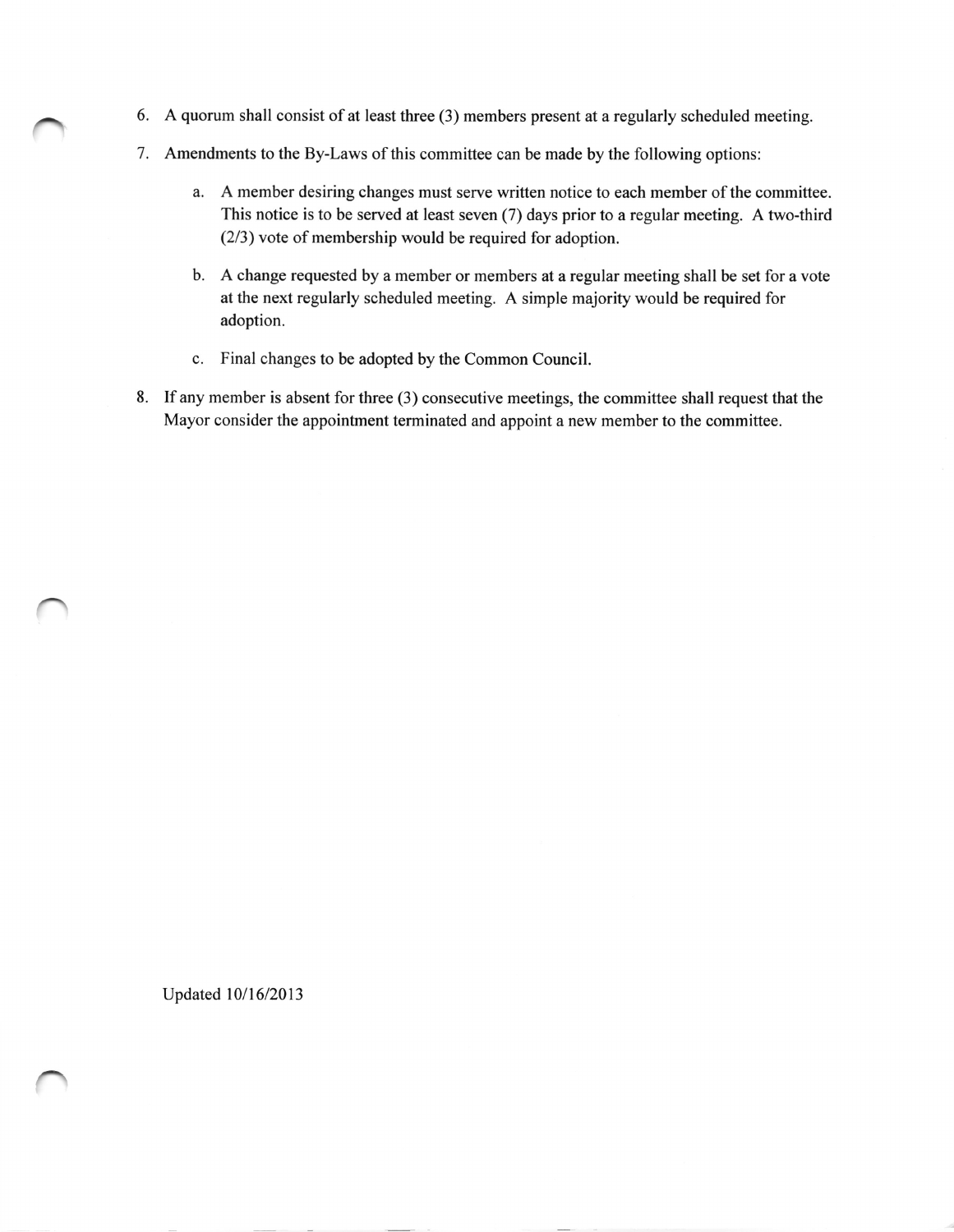6. A quorum shall consist of at least three (3) members present at a regularly scheduled meeting.
7. Amendments to the By-Laws of this committee can be made by the following options:
   a. A member desiring changes must serve written notice to each member of the committee. This notice is to be served at least seven (7) days prior to a regular meeting. A two-third (2/3) vote of membership would be required for adoption.
   b. A change requested by a member or members at a regular meeting shall be set for a vote at the next regularly scheduled meeting. A simple majority would be required for adoption.
   c. Final changes to be adopted by the Common Council.
8. If any member is absent for three (3) consecutive meetings, the committee shall request that the Mayor consider the appointment terminated and appoint a new member to the committee.

Updated 10/16/2013